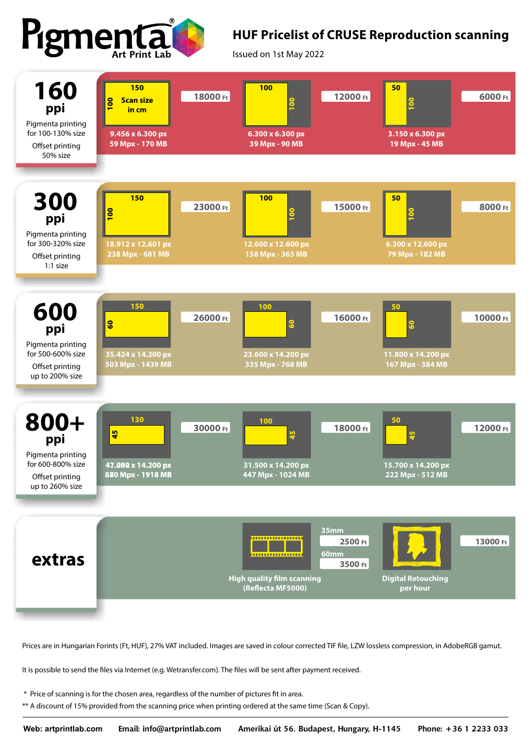# Pigmenta Art Print Lab

## HUF Pricelist of CRUSE Reproduction scanning

Issued on 1st May 2022

| Resolution | Scan size in cm | Pixels / Size | Price |
|---|---|---|---|
| **160 ppi** – Pigmenta printing for 100-130% size; Offset printing 50% size | 150 x 100 | 9.456 x 6.300 px, 59 Mpx - 170 MB | 18000 Ft |
| | 100 x 100 | 6.300 x 6.300 px, 39 Mpx - 90 MB | 12000 Ft |
| | 50 x 100 | 3.150 x 6.300 px, 19 Mpx - 45 MB | 6000 Ft |
| **300 ppi** – Pigmenta printing for 300-320% size; Offset printing 1:1 size | 150 x 100 | 18.912 x 12.601 px, 238 Mpx - 681 MB | 23000 Ft |
| | 100 x 100 | 12.600 x 12.600 px, 158 Mpx - 363 MB | 15000 Ft |
| | 50 x 100 | 6.300 x 12.600 px, 79 Mpx - 182 MB | 8000 Ft |
| **600 ppi** – Pigmenta printing for 500-600% size; Offset printing up to 200% size | 150 x 60 | 35.424 x 14.200 px, 503 Mpx - 1439 MB | 26000 Ft |
| | 100 x 60 | 23.600 x 14.200 px, 335 Mpx - 768 MB | 16000 Ft |
| | 50 x 60 | 11.800 x 14.200 px, 167 Mpx - 384 MB | 10000 Ft |
| **800+ ppi** – Pigmenta printing for 600-800% size; Offset printing up to 260% size | 130 x 45 | 47.000 x 14.200 px, 680 Mpx - 1918 MB | 30000 Ft |
| | 100 x 45 | 31.500 x 14.200 px, 447 Mpx - 1024 MB | 18000 Ft |
| | 50 x 45 | 15.700 x 14.200 px, 222 Mpx - 512 MB | 12000 Ft |

### extras

| Service | Price |
|---|---|
| High quality film scanning (Reflecta MF5000) – 35mm | 2500 Ft |
| High quality film scanning (Reflecta MF5000) – 60mm | 3500 Ft |
| Digital Retouching per hour | 13000 Ft |

Prices are in Hungarian Forints (Ft, HUF), 27% VAT included. Images are saved in colour corrected TIF file, LZW lossless compression, in AdobeRGB gamut.

It is possible to send the files via Internet (e.g. Wetransfer.com). The files will be sent after payment received.

\* Price of scanning is for the chosen area, regardless of the number of pictures fit in area.

\*\* A discount of 15% provided from the scanning price when printing ordered at the same time (Scan & Copy).

**Web: artprintlab.com** | **Email: info@artprintlab.com** | **Amerikai út 56. Budapest, Hungary, H-1145** | **Phone: +36 1 2233 033**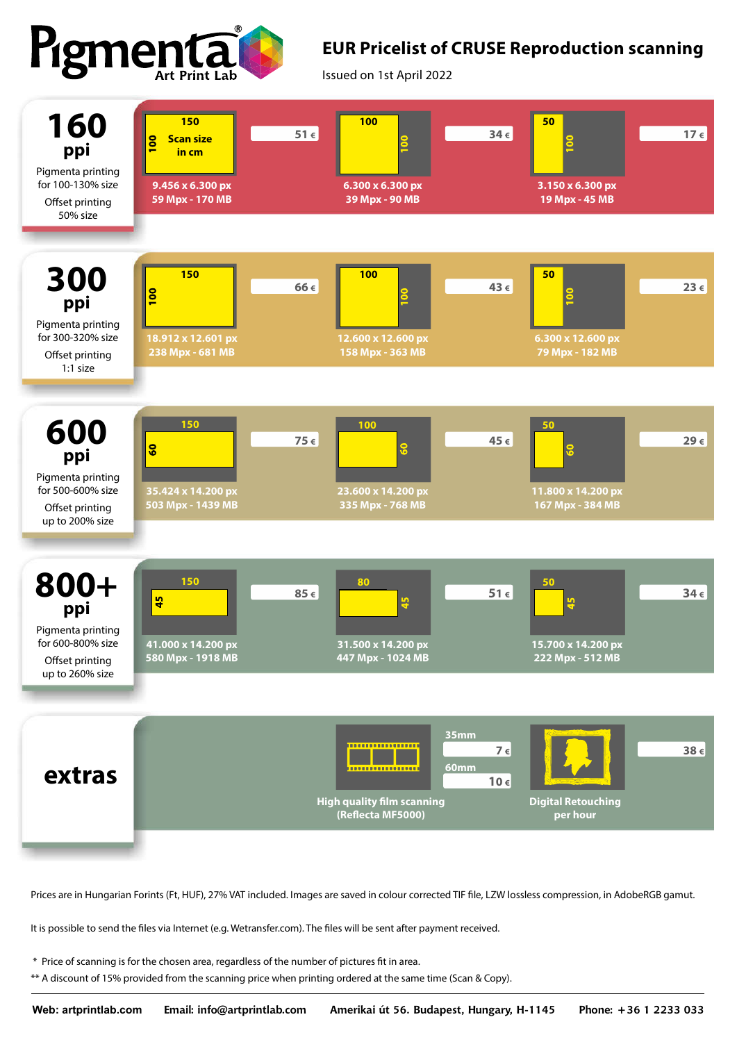# Pigmenta Art Print Lab

## EUR Pricelist of CRUSE Reproduction scanning

Issued on 1st April 2022

## 160 ppi

Pigmenta printing for 100-130% size

Offset printing 50% size

| Scan size in cm | Pixels | Size | Price |
|---|---|---|---|
| 150 x 100 | 9.456 x 6.300 px | 59 Mpx - 170 MB | 51 € |
| 100 x 100 | 6.300 x 6.300 px | 39 Mpx - 90 MB | 34 € |
| 50 x 100 | 3.150 x 6.300 px | 19 Mpx - 45 MB | 17 € |

## 300 ppi

Pigmenta printing for 300-320% size

Offset printing 1:1 size

| Scan size in cm | Pixels | Size | Price |
|---|---|---|---|
| 150 x 100 | 18.912 x 12.601 px | 238 Mpx - 681 MB | 66 € |
| 100 x 100 | 12.600 x 12.600 px | 158 Mpx - 363 MB | 43 € |
| 50 x 100 | 6.300 x 12.600 px | 79 Mpx - 182 MB | 23 € |

## 600 ppi

Pigmenta printing for 500-600% size

Offset printing up to 200% size

| Scan size in cm | Pixels | Size | Price |
|---|---|---|---|
| 150 x 60 | 35.424 x 14.200 px | 503 Mpx - 1439 MB | 75 € |
| 100 x 60 | 23.600 x 14.200 px | 335 Mpx - 768 MB | 45 € |
| 50 x 60 | 11.800 x 14.200 px | 167 Mpx - 384 MB | 29 € |

## 800+ ppi

Pigmenta printing for 600-800% size

Offset printing up to 260% size

| Scan size in cm | Pixels | Size | Price |
|---|---|---|---|
| 150 x 45 | 41.000 x 14.200 px | 580 Mpx - 1918 MB | 85 € |
| 80 x 45 | 31.500 x 14.200 px | 447 Mpx - 1024 MB | 51 € |
| 50 x 45 | 15.700 x 14.200 px | 222 Mpx - 512 MB | 34 € |

## extras

High quality film scanning (Reflecta MF5000)
- 35mm: 7 €
- 60mm: 10 €

Digital Retouching per hour: 38 €

Prices are in Hungarian Forints (Ft, HUF), 27% VAT included. Images are saved in colour corrected TIF file, LZW lossless compression, in AdobeRGB gamut.

It is possible to send the files via Internet (e.g. Wetransfer.com). The files will be sent after payment received.

\* Price of scanning is for the chosen area, regardless of the number of pictures fit in area.

\*\* A discount of 15% provided from the scanning price when printing ordered at the same time (Scan & Copy).

**Web:** artprintlab.com **Email:** info@artprintlab.com **Amerikai út 56. Budapest, Hungary, H-1145** **Phone:** +36 1 2233 033